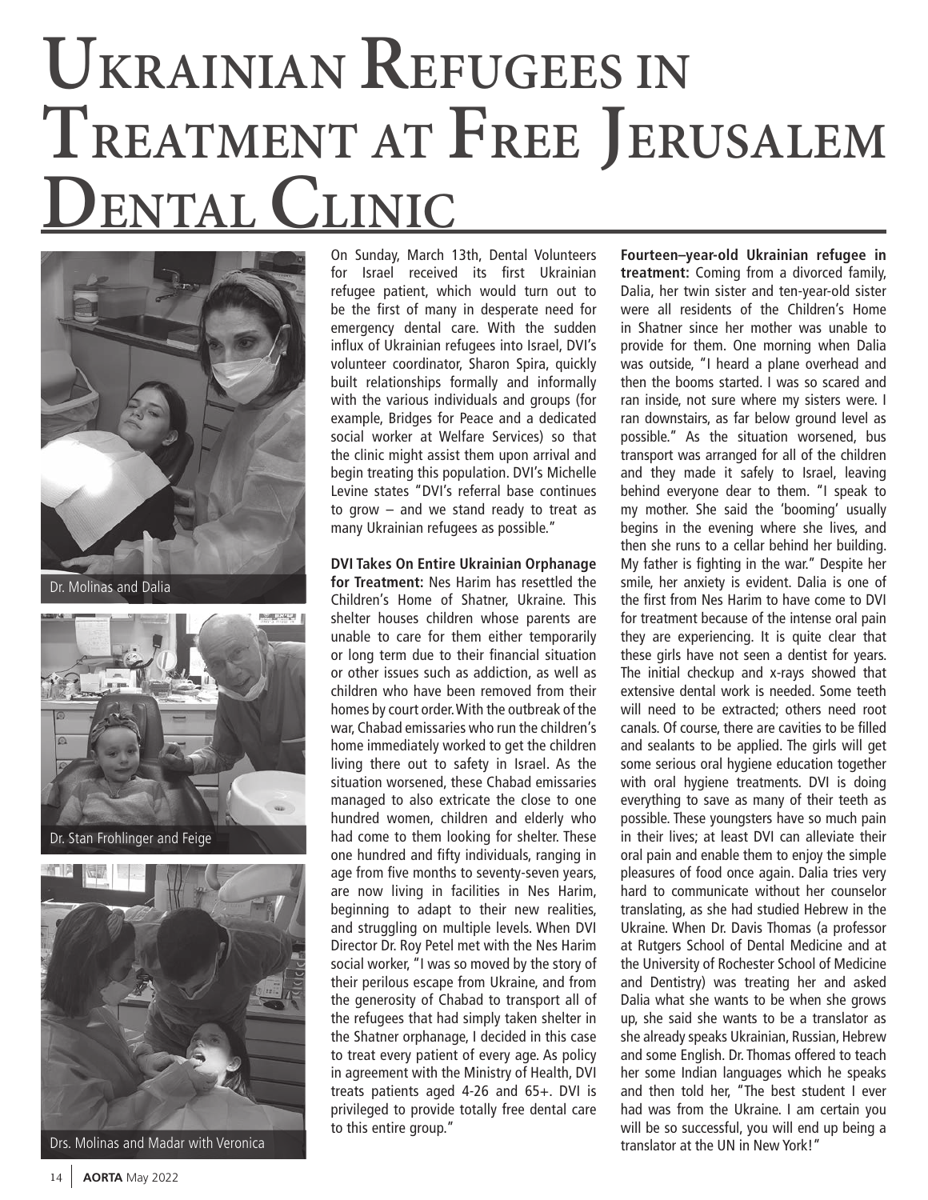# Ukrainian Refugees in Treatment at Free Jerusalem Dental Clinic

Dr. Molinas and Dalia

Dr. Stan Frohlinger and Feige

Drs. Molinas and Madar with Veronica

On Sunday, March 13th, Dental Volunteers for Israel received its first Ukrainian refugee patient, which would turn out to be the first of many in desperate need for emergency dental care. With the sudden influx of Ukrainian refugees into Israel, DVI's volunteer coordinator, Sharon Spira, quickly built relationships formally and informally with the various individuals and groups (for example, Bridges for Peace and a dedicated social worker at Welfare Services) so that the clinic might assist them upon arrival and begin treating this population. DVI's Michelle Levine states "DVI's referral base continues to grow – and we stand ready to treat as many Ukrainian refugees as possible."

**DVI Takes On Entire Ukrainian Orphanage for Treatment:** Nes Harim has resettled the Children's Home of Shatner, Ukraine. This shelter houses children whose parents are unable to care for them either temporarily or long term due to their financial situation or other issues such as addiction, as well as children who have been removed from their homes by court order. With the outbreak of the war, Chabad emissaries who run the children's home immediately worked to get the children living there out to safety in Israel. As the situation worsened, these Chabad emissaries managed to also extricate the close to one hundred women, children and elderly who had come to them looking for shelter. These one hundred and fifty individuals, ranging in age from five months to seventy-seven years, are now living in facilities in Nes Harim, beginning to adapt to their new realities, and struggling on multiple levels. When DVI Director Dr. Roy Petel met with the Nes Harim social worker, "I was so moved by the story of their perilous escape from Ukraine, and from the generosity of Chabad to transport all of the refugees that had simply taken shelter in the Shatner orphanage, I decided in this case to treat every patient of every age. As policy in agreement with the Ministry of Health, DVI treats patients aged 4-26 and 65+. DVI is privileged to provide totally free dental care to this entire group."

**Fourteen–year-old Ukrainian refugee in treatment:** Coming from a divorced family, Dalia, her twin sister and ten-year-old sister were all residents of the Children's Home in Shatner since her mother was unable to provide for them. One morning when Dalia was outside, "I heard a plane overhead and then the booms started. I was so scared and ran inside, not sure where my sisters were. I ran downstairs, as far below ground level as possible." As the situation worsened, bus transport was arranged for all of the children and they made it safely to Israel, leaving behind everyone dear to them. "I speak to my mother. She said the 'booming' usually begins in the evening where she lives, and then she runs to a cellar behind her building. My father is fighting in the war." Despite her smile, her anxiety is evident. Dalia is one of the first from Nes Harim to have come to DVI for treatment because of the intense oral pain they are experiencing. It is quite clear that these girls have not seen a dentist for years. The initial checkup and x-rays showed that extensive dental work is needed. Some teeth will need to be extracted; others need root canals. Of course, there are cavities to be filled and sealants to be applied. The girls will get some serious oral hygiene education together with oral hygiene treatments. DVI is doing everything to save as many of their teeth as possible. These youngsters have so much pain in their lives; at least DVI can alleviate their oral pain and enable them to enjoy the simple pleasures of food once again. Dalia tries very hard to communicate without her counselor translating, as she had studied Hebrew in the Ukraine. When Dr. Davis Thomas (a professor at Rutgers School of Dental Medicine and at the University of Rochester School of Medicine and Dentistry) was treating her and asked Dalia what she wants to be when she grows up, she said she wants to be a translator as she already speaks Ukrainian, Russian, Hebrew and some English. Dr. Thomas offered to teach her some Indian languages which he speaks and then told her, "The best student I ever had was from the Ukraine. I am certain you will be so successful, you will end up being a translator at the UN in New York!"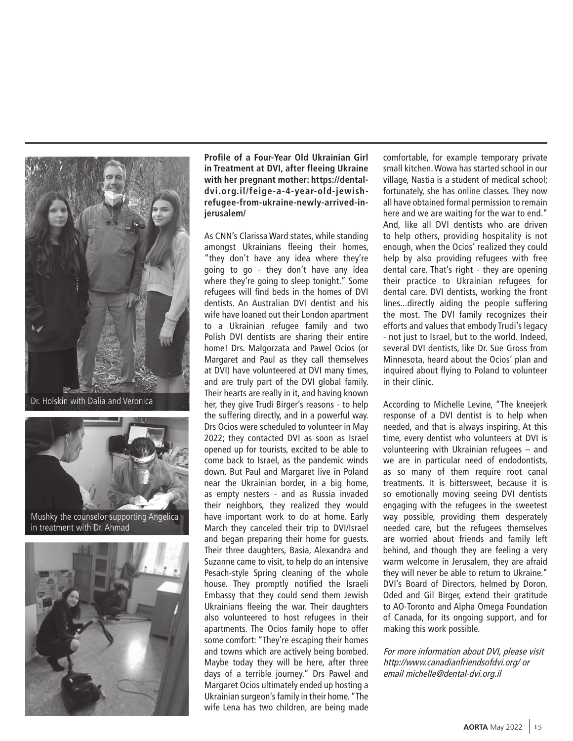Dr. Holskin with Dalia and Veronica

Mushky the counselor supporting Angelica in treatment with Dr. Ahmad

**Profile of a Four-Year Old Ukrainian Girl in Treatment at DVI, after fleeing Ukraine with her pregnant mother: https://dental-dvi.org.il/feige-a-4-year-old-jewish-refugee-from-ukraine-newly-arrived-in-jerusalem/**

As CNN's Clarissa Ward states, while standing amongst Ukrainians fleeing their homes, "they don't have any idea where they're going to go - they don't have any idea where they're going to sleep tonight." Some refugees will find beds in the homes of DVI dentists. An Australian DVI dentist and his wife have loaned out their London apartment to a Ukrainian refugee family and two Polish DVI dentists are sharing their entire home! Drs. Małgorzata and Pawel Ocios (or Margaret and Paul as they call themselves at DVI) have volunteered at DVI many times, and are truly part of the DVI global family. Their hearts are really in it, and having known her, they give Trudi Birger's reasons - to help the suffering directly, and in a powerful way. Drs Ocios were scheduled to volunteer in May 2022; they contacted DVI as soon as Israel opened up for tourists, excited to be able to come back to Israel, as the pandemic winds down. But Paul and Margaret live in Poland near the Ukrainian border, in a big home, as empty nesters - and as Russia invaded their neighbors, they realized they would have important work to do at home. Early March they canceled their trip to DVI/Israel and began preparing their home for guests. Their three daughters, Basia, Alexandra and Suzanne came to visit, to help do an intensive Pesach-style Spring cleaning of the whole house. They promptly notified the Israeli Embassy that they could send them Jewish Ukrainians fleeing the war. Their daughters also volunteered to host refugees in their apartments. The Ocios family hope to offer some comfort: "They're escaping their homes and towns which are actively being bombed. Maybe today they will be here, after three days of a terrible journey." Drs Pawel and Margaret Ocios ultimately ended up hosting a Ukrainian surgeon's family in their home. "The wife Lena has two children, are being made comfortable, for example temporary private small kitchen. Wowa has started school in our village, Nastia is a student of medical school; fortunately, she has online classes. They now all have obtained formal permission to remain here and we are waiting for the war to end." And, like all DVI dentists who are driven to help others, providing hospitality is not enough, when the Ocios' realized they could help by also providing refugees with free dental care. That's right - they are opening their practice to Ukrainian refugees for dental care. DVI dentists, working the front lines...directly aiding the people suffering the most. The DVI family recognizes their efforts and values that embody Trudi's legacy - not just to Israel, but to the world. Indeed, several DVI dentists, like Dr. Sue Gross from Minnesota, heard about the Ocios' plan and inquired about flying to Poland to volunteer in their clinic.

According to Michelle Levine, "The kneejerk response of a DVI dentist is to help when needed, and that is always inspiring. At this time, every dentist who volunteers at DVI is volunteering with Ukrainian refugees – and we are in particular need of endodontists, as so many of them require root canal treatments. It is bittersweet, because it is so emotionally moving seeing DVI dentists engaging with the refugees in the sweetest way possible, providing them desperately needed care, but the refugees themselves are worried about friends and family left behind, and though they are feeling a very warm welcome in Jerusalem, they are afraid they will never be able to return to Ukraine." DVI's Board of Directors, helmed by Doron, Oded and Gil Birger, extend their gratitude to AO-Toronto and Alpha Omega Foundation of Canada, for its ongoing support, and for making this work possible.

*For more information about DVI, please visit http://www.canadianfriendsofdvi.org/ or email michelle@dental-dvi.org.il*